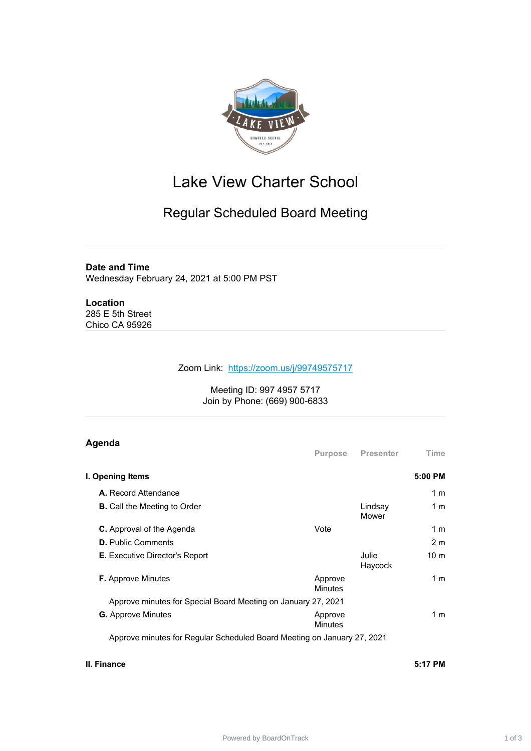# Lake View Charter School

## Regular Scheduled Board Meeting

**Date and Time**
Wednesday February 24, 2021 at 5:00 PM PST

**Location**
285 E 5th Street
Chico CA 95926

Zoom Link: https://zoom.us/j/99749575717

Meeting ID: 997 4957 5717
Join by Phone: (669) 900-6833

## Agenda

| | Purpose | Presenter | Time |
|---|---|---|---|
| **I. Opening Items** | | | **5:00 PM** |
| **A.** Record Attendance | | | 1 m |
| **B.** Call the Meeting to Order | | Lindsay Mower | 1 m |
| **C.** Approval of the Agenda | Vote | | 1 m |
| **D.** Public Comments | | | 2 m |
| **E.** Executive Director's Report | | Julie Haycock | 10 m |
| **F.** Approve Minutes | Approve Minutes | | 1 m |
| Approve minutes for Special Board Meeting on January 27, 2021 | | | |
| **G.** Approve Minutes | Approve Minutes | | 1 m |
| Approve minutes for Regular Scheduled Board Meeting on January 27, 2021 | | | |
| **II. Finance** | | | **5:17 PM** |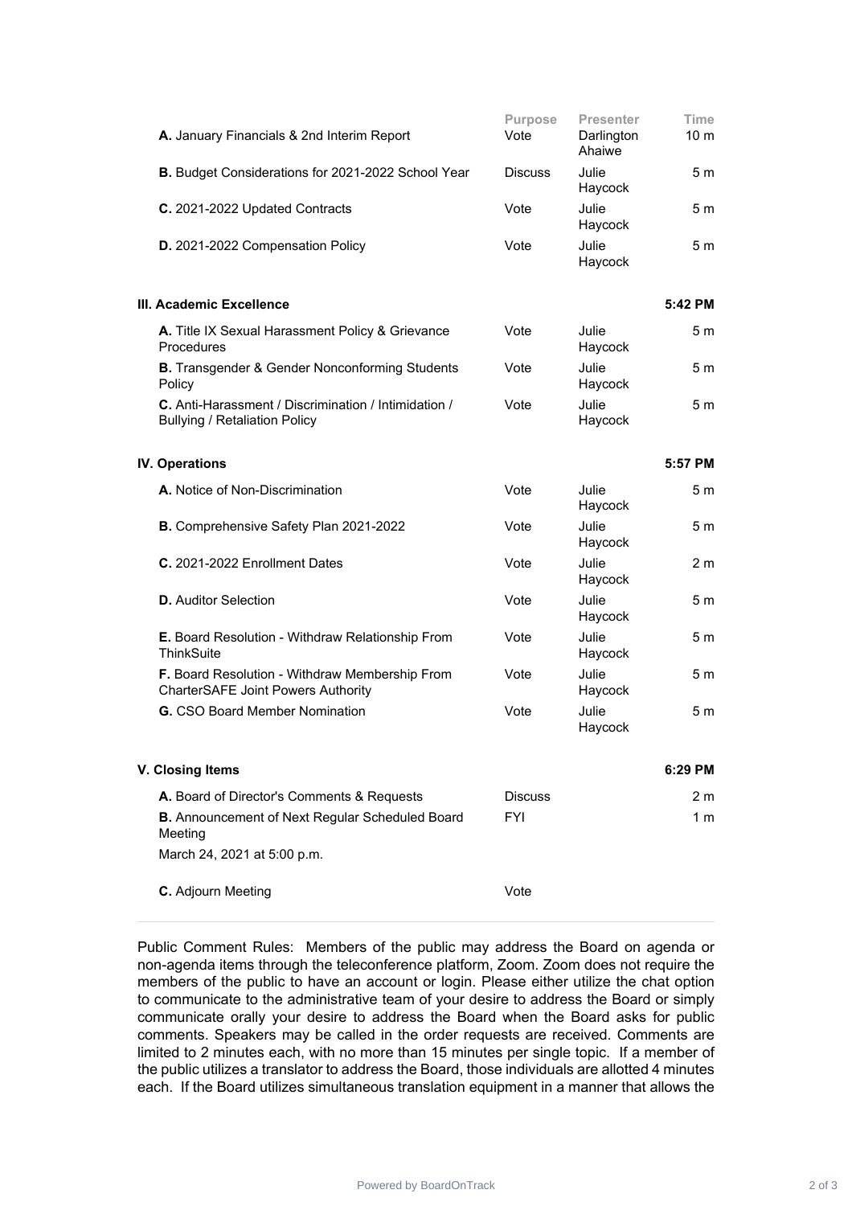| | Purpose | Presenter | Time |
|---|---|---|---|
| **A.** January Financials & 2nd Interim Report | Vote | Darlington Ahaiwe | 10 m |
| **B.** Budget Considerations for 2021-2022 School Year | Discuss | Julie Haycock | 5 m |
| **C.** 2021-2022 Updated Contracts | Vote | Julie Haycock | 5 m |
| **D.** 2021-2022 Compensation Policy | Vote | Julie Haycock | 5 m |
| **III. Academic Excellence** | | | **5:42 PM** |
| **A.** Title IX Sexual Harassment Policy & Grievance Procedures | Vote | Julie Haycock | 5 m |
| **B.** Transgender & Gender Nonconforming Students Policy | Vote | Julie Haycock | 5 m |
| **C.** Anti-Harassment / Discrimination / Intimidation / Bullying / Retaliation Policy | Vote | Julie Haycock | 5 m |
| **IV. Operations** | | | **5:57 PM** |
| **A.** Notice of Non-Discrimination | Vote | Julie Haycock | 5 m |
| **B.** Comprehensive Safety Plan 2021-2022 | Vote | Julie Haycock | 5 m |
| **C.** 2021-2022 Enrollment Dates | Vote | Julie Haycock | 2 m |
| **D.** Auditor Selection | Vote | Julie Haycock | 5 m |
| **E.** Board Resolution - Withdraw Relationship From ThinkSuite | Vote | Julie Haycock | 5 m |
| **F.** Board Resolution - Withdraw Membership From CharterSAFE Joint Powers Authority | Vote | Julie Haycock | 5 m |
| **G.** CSO Board Member Nomination | Vote | Julie Haycock | 5 m |
| **V. Closing Items** | | | **6:29 PM** |
| **A.** Board of Director's Comments & Requests | Discuss | | 2 m |
| **B.** Announcement of Next Regular Scheduled Board Meeting<br>March 24, 2021 at 5:00 p.m. | FYI | | 1 m |
| **C.** Adjourn Meeting | Vote | | |

Public Comment Rules: Members of the public may address the Board on agenda or non-agenda items through the teleconference platform, Zoom. Zoom does not require the members of the public to have an account or login. Please either utilize the chat option to communicate to the administrative team of your desire to address the Board or simply communicate orally your desire to address the Board when the Board asks for public comments. Speakers may be called in the order requests are received. Comments are limited to 2 minutes each, with no more than 15 minutes per single topic. If a member of the public utilizes a translator to address the Board, those individuals are allotted 4 minutes each. If the Board utilizes simultaneous translation equipment in a manner that allows the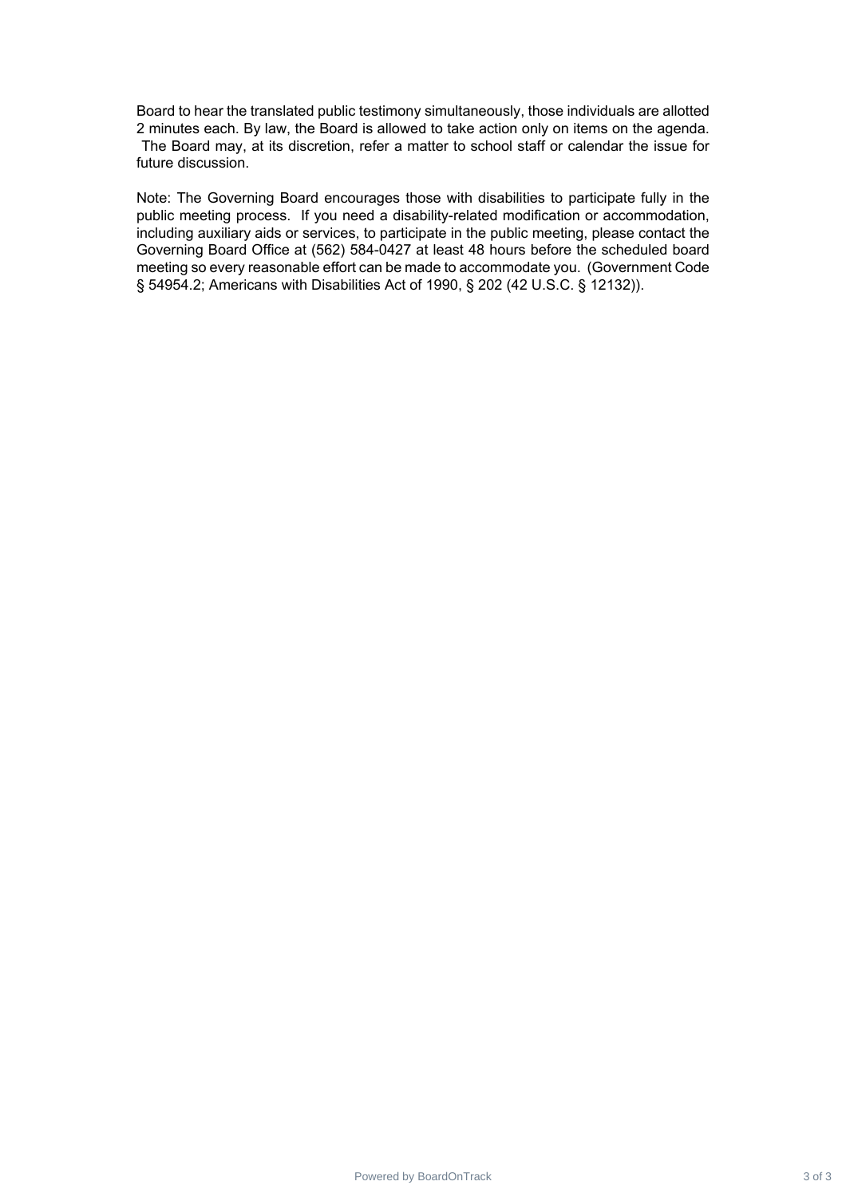Board to hear the translated public testimony simultaneously, those individuals are allotted 2 minutes each. By law, the Board is allowed to take action only on items on the agenda. The Board may, at its discretion, refer a matter to school staff or calendar the issue for future discussion.

Note: The Governing Board encourages those with disabilities to participate fully in the public meeting process. If you need a disability-related modification or accommodation, including auxiliary aids or services, to participate in the public meeting, please contact the Governing Board Office at (562) 584-0427 at least 48 hours before the scheduled board meeting so every reasonable effort can be made to accommodate you. (Government Code § 54954.2; Americans with Disabilities Act of 1990, § 202 (42 U.S.C. § 12132)).